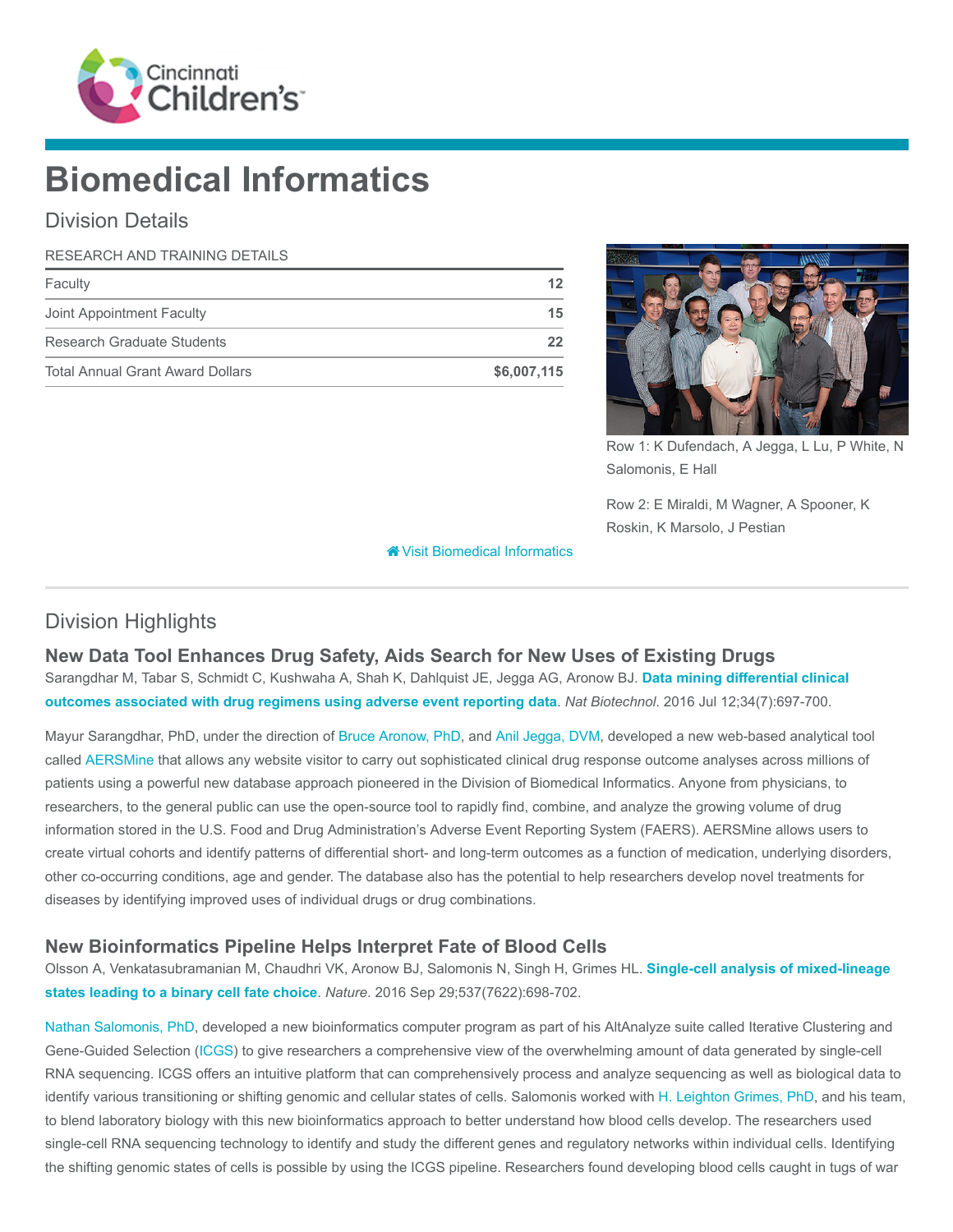# Biomedical Informatics

## Division Details

| RESEARCH AND TRAINING DETAILS | |
|---|---|
| Faculty | 12 |
| Joint Appointment Faculty | 15 |
| Research Graduate Students | 22 |
| Total Annual Grant Award Dollars | $6,007,115 |

Row 1: K Dufendach, A Jegga, L Lu, P White, N Salomonis, E Hall

Row 2: E Miraldi, M Wagner, A Spooner, K Roskin, K Marsolo, J Pestian

Visit Biomedical Informatics

## Division Highlights

### New Data Tool Enhances Drug Safety, Aids Search for New Uses of Existing Drugs

Sarangdhar M, Tabar S, Schmidt C, Kushwaha A, Shah K, Dahlquist JE, Jegga AG, Aronow BJ. **Data mining differential clinical outcomes associated with drug regimens using adverse event reporting data**. *Nat Biotechnol*. 2016 Jul 12;34(7):697-700.

Mayur Sarangdhar, PhD, under the direction of Bruce Aronow, PhD, and Anil Jegga, DVM, developed a new web-based analytical tool called AERSMine that allows any website visitor to carry out sophisticated clinical drug response outcome analyses across millions of patients using a powerful new database approach pioneered in the Division of Biomedical Informatics. Anyone from physicians, to researchers, to the general public can use the open-source tool to rapidly find, combine, and analyze the growing volume of drug information stored in the U.S. Food and Drug Administration's Adverse Event Reporting System (FAERS). AERSMine allows users to create virtual cohorts and identify patterns of differential short- and long-term outcomes as a function of medication, underlying disorders, other co-occurring conditions, age and gender. The database also has the potential to help researchers develop novel treatments for diseases by identifying improved uses of individual drugs or drug combinations.

### New Bioinformatics Pipeline Helps Interpret Fate of Blood Cells

Olsson A, Venkatasubramanian M, Chaudhri VK, Aronow BJ, Salomonis N, Singh H, Grimes HL. **Single-cell analysis of mixed-lineage states leading to a binary cell fate choice**. *Nature*. 2016 Sep 29;537(7622):698-702.

Nathan Salomonis, PhD, developed a new bioinformatics computer program as part of his AltAnalyze suite called Iterative Clustering and Gene-Guided Selection (ICGS) to give researchers a comprehensive view of the overwhelming amount of data generated by single-cell RNA sequencing. ICGS offers an intuitive platform that can comprehensively process and analyze sequencing as well as biological data to identify various transitioning or shifting genomic and cellular states of cells. Salomonis worked with H. Leighton Grimes, PhD, and his team, to blend laboratory biology with this new bioinformatics approach to better understand how blood cells develop. The researchers used single-cell RNA sequencing technology to identify and study the different genes and regulatory networks within individual cells. Identifying the shifting genomic states of cells is possible by using the ICGS pipeline. Researchers found developing blood cells caught in tugs of war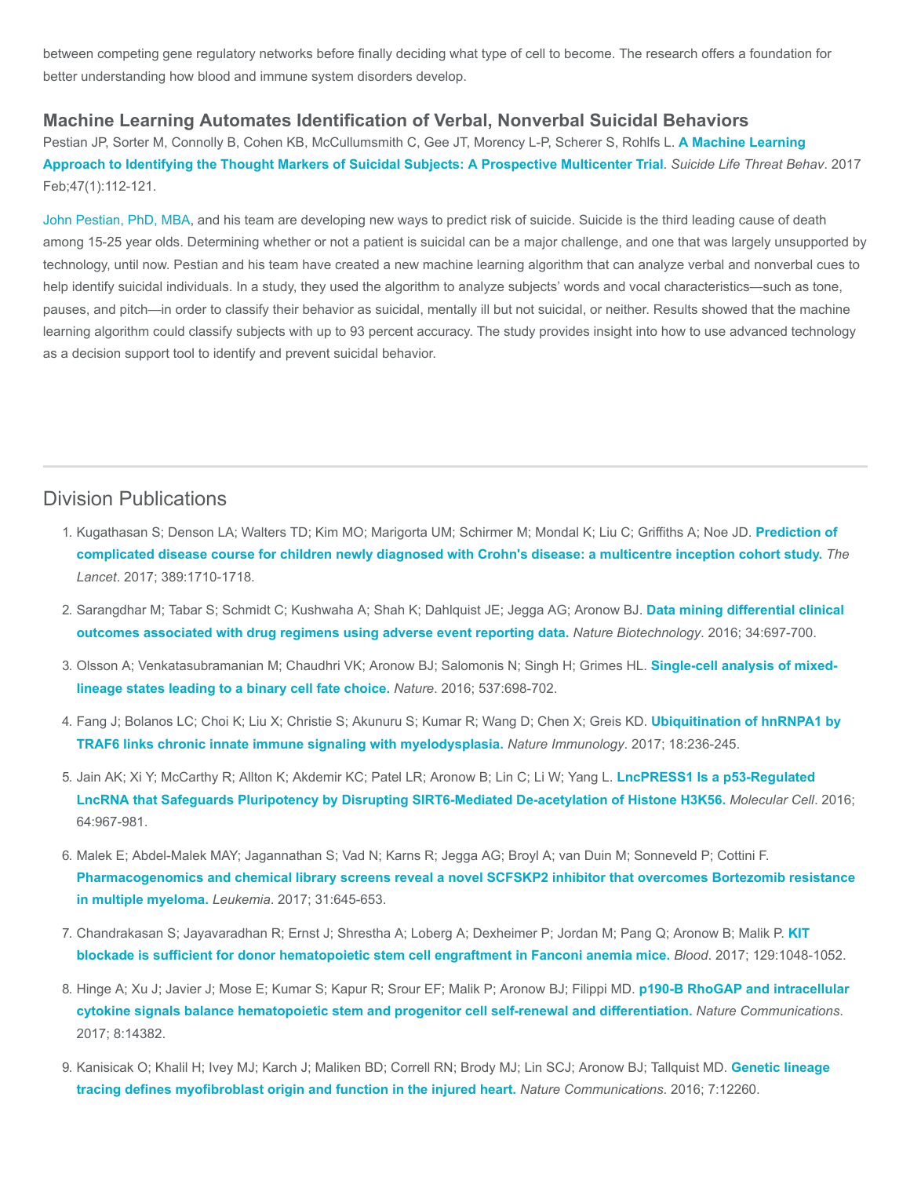between competing gene regulatory networks before finally deciding what type of cell to become. The research offers a foundation for better understanding how blood and immune system disorders develop.

### Machine Learning Automates Identification of Verbal, Nonverbal Suicidal Behaviors

Pestian JP, Sorter M, Connolly B, Cohen KB, McCullumsmith C, Gee JT, Morency L-P, Scherer S, Rohlfs L. **A Machine Learning Approach to Identifying the Thought Markers of Suicidal Subjects: A Prospective Multicenter Trial**. *Suicide Life Threat Behav*. 2017 Feb;47(1):112-121.

John Pestian, PhD, MBA, and his team are developing new ways to predict risk of suicide. Suicide is the third leading cause of death among 15-25 year olds. Determining whether or not a patient is suicidal can be a major challenge, and one that was largely unsupported by technology, until now. Pestian and his team have created a new machine learning algorithm that can analyze verbal and nonverbal cues to help identify suicidal individuals. In a study, they used the algorithm to analyze subjects' words and vocal characteristics—such as tone, pauses, and pitch—in order to classify their behavior as suicidal, mentally ill but not suicidal, or neither. Results showed that the machine learning algorithm could classify subjects with up to 93 percent accuracy. The study provides insight into how to use advanced technology as a decision support tool to identify and prevent suicidal behavior.

---

## Division Publications

1. Kugathasan S; Denson LA; Walters TD; Kim MO; Marigorta UM; Schirmer M; Mondal K; Liu C; Griffiths A; Noe JD. **Prediction of complicated disease course for children newly diagnosed with Crohn's disease: a multicentre inception cohort study.** *The Lancet*. 2017; 389:1710-1718.
2. Sarangdhar M; Tabar S; Schmidt C; Kushwaha A; Shah K; Dahlquist JE; Jegga AG; Aronow BJ. **Data mining differential clinical outcomes associated with drug regimens using adverse event reporting data.** *Nature Biotechnology*. 2016; 34:697-700.
3. Olsson A; Venkatasubramanian M; Chaudhri VK; Aronow BJ; Salomonis N; Singh H; Grimes HL. **Single-cell analysis of mixed-lineage states leading to a binary cell fate choice.** *Nature*. 2016; 537:698-702.
4. Fang J; Bolanos LC; Choi K; Liu X; Christie S; Akunuru S; Kumar R; Wang D; Chen X; Greis KD. **Ubiquitination of hnRNPA1 by TRAF6 links chronic innate immune signaling with myelodysplasia.** *Nature Immunology*. 2017; 18:236-245.
5. Jain AK; Xi Y; McCarthy R; Allton K; Akdemir KC; Patel LR; Aronow B; Lin C; Li W; Yang L. **LncPRESS1 Is a p53-Regulated LncRNA that Safeguards Pluripotency by Disrupting SIRT6-Mediated De-acetylation of Histone H3K56.** *Molecular Cell*. 2016; 64:967-981.
6. Malek E; Abdel-Malek MAY; Jagannathan S; Vad N; Karns R; Jegga AG; Broyl A; van Duin M; Sonneveld P; Cottini F. **Pharmacogenomics and chemical library screens reveal a novel SCFSKP2 inhibitor that overcomes Bortezomib resistance in multiple myeloma.** *Leukemia*. 2017; 31:645-653.
7. Chandrakasan S; Jayavaradhan R; Ernst J; Shrestha A; Loberg A; Dexheimer P; Jordan M; Pang Q; Aronow B; Malik P. **KIT blockade is sufficient for donor hematopoietic stem cell engraftment in Fanconi anemia mice.** *Blood*. 2017; 129:1048-1052.
8. Hinge A; Xu J; Javier J; Mose E; Kumar S; Kapur R; Srour EF; Malik P; Aronow BJ; Filippi MD. **p190-B RhoGAP and intracellular cytokine signals balance hematopoietic stem and progenitor cell self-renewal and differentiation.** *Nature Communications*. 2017; 8:14382.
9. Kanisicak O; Khalil H; Ivey MJ; Karch J; Maliken BD; Correll RN; Brody MJ; Lin SCJ; Aronow BJ; Tallquist MD. **Genetic lineage tracing defines myofibroblast origin and function in the injured heart.** *Nature Communications*. 2016; 7:12260.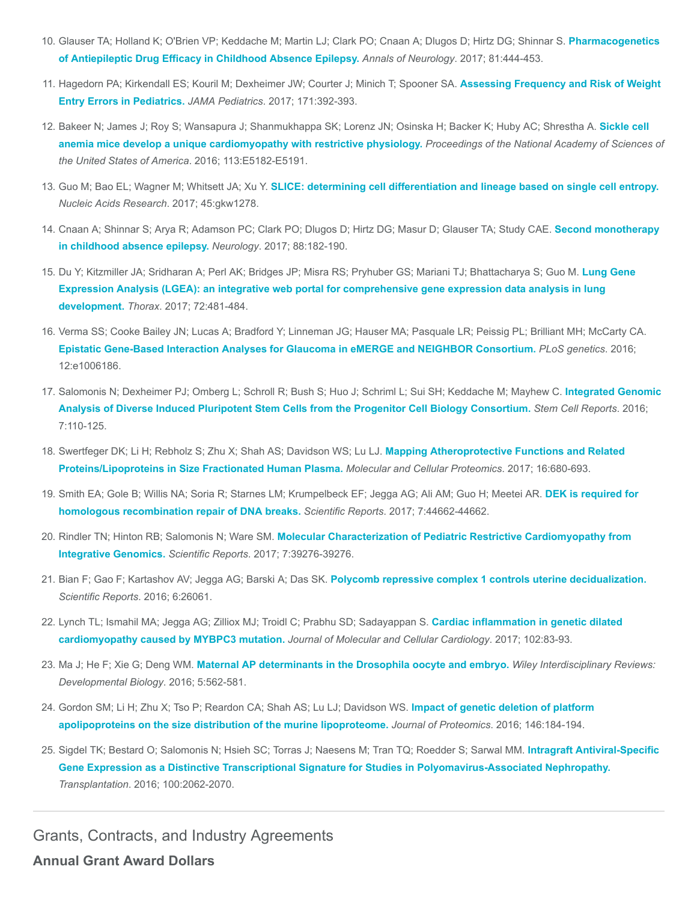10. Glauser TA; Holland K; O'Brien VP; Keddache M; Martin LJ; Clark PO; Cnaan A; Dlugos D; Hirtz DG; Shinnar S. **Pharmacogenetics of Antiepileptic Drug Efficacy in Childhood Absence Epilepsy.** *Annals of Neurology*. 2017; 81:444-453.
11. Hagedorn PA; Kirkendall ES; Kouril M; Dexheimer JW; Courter J; Minich T; Spooner SA. **Assessing Frequency and Risk of Weight Entry Errors in Pediatrics.** *JAMA Pediatrics*. 2017; 171:392-393.
12. Bakeer N; James J; Roy S; Wansapura J; Shanmukhappa SK; Lorenz JN; Osinska H; Backer K; Huby AC; Shrestha A. **Sickle cell anemia mice develop a unique cardiomyopathy with restrictive physiology.** *Proceedings of the National Academy of Sciences of the United States of America*. 2016; 113:E5182-E5191.
13. Guo M; Bao EL; Wagner M; Whitsett JA; Xu Y. **SLICE: determining cell differentiation and lineage based on single cell entropy.** *Nucleic Acids Research*. 2017; 45:gkw1278.
14. Cnaan A; Shinnar S; Arya R; Adamson PC; Clark PO; Dlugos D; Hirtz DG; Masur D; Glauser TA; Study CAE. **Second monotherapy in childhood absence epilepsy.** *Neurology*. 2017; 88:182-190.
15. Du Y; Kitzmiller JA; Sridharan A; Perl AK; Bridges JP; Misra RS; Pryhuber GS; Mariani TJ; Bhattacharya S; Guo M. **Lung Gene Expression Analysis (LGEA): an integrative web portal for comprehensive gene expression data analysis in lung development.** *Thorax*. 2017; 72:481-484.
16. Verma SS; Cooke Bailey JN; Lucas A; Bradford Y; Linneman JG; Hauser MA; Pasquale LR; Peissig PL; Brilliant MH; McCarty CA. **Epistatic Gene-Based Interaction Analyses for Glaucoma in eMERGE and NEIGHBOR Consortium.** *PLoS genetics*. 2016; 12:e1006186.
17. Salomonis N; Dexheimer PJ; Omberg L; Schroll R; Bush S; Huo J; Schriml L; Sui SH; Keddache M; Mayhew C. **Integrated Genomic Analysis of Diverse Induced Pluripotent Stem Cells from the Progenitor Cell Biology Consortium.** *Stem Cell Reports*. 2016; 7:110-125.
18. Swertfeger DK; Li H; Rebholz S; Zhu X; Shah AS; Davidson WS; Lu LJ. **Mapping Atheroprotective Functions and Related Proteins/Lipoproteins in Size Fractionated Human Plasma.** *Molecular and Cellular Proteomics*. 2017; 16:680-693.
19. Smith EA; Gole B; Willis NA; Soria R; Starnes LM; Krumpelbeck EF; Jegga AG; Ali AM; Guo H; Meetei AR. **DEK is required for homologous recombination repair of DNA breaks.** *Scientific Reports*. 2017; 7:44662-44662.
20. Rindler TN; Hinton RB; Salomonis N; Ware SM. **Molecular Characterization of Pediatric Restrictive Cardiomyopathy from Integrative Genomics.** *Scientific Reports*. 2017; 7:39276-39276.
21. Bian F; Gao F; Kartashov AV; Jegga AG; Barski A; Das SK. **Polycomb repressive complex 1 controls uterine decidualization.** *Scientific Reports*. 2016; 6:26061.
22. Lynch TL; Ismahil MA; Jegga AG; Zilliox MJ; Troidl C; Prabhu SD; Sadayappan S. **Cardiac inflammation in genetic dilated cardiomyopathy caused by MYBPC3 mutation.** *Journal of Molecular and Cellular Cardiology*. 2017; 102:83-93.
23. Ma J; He F; Xie G; Deng WM. **Maternal AP determinants in the Drosophila oocyte and embryo.** *Wiley Interdisciplinary Reviews: Developmental Biology*. 2016; 5:562-581.
24. Gordon SM; Li H; Zhu X; Tso P; Reardon CA; Shah AS; Lu LJ; Davidson WS. **Impact of genetic deletion of platform apolipoproteins on the size distribution of the murine lipoproteome.** *Journal of Proteomics*. 2016; 146:184-194.
25. Sigdel TK; Bestard O; Salomonis N; Hsieh SC; Torras J; Naesens M; Tran TQ; Roedder S; Sarwal MM. **Intragraft Antiviral-Specific Gene Expression as a Distinctive Transcriptional Signature for Studies in Polyomavirus-Associated Nephropathy.** *Transplantation*. 2016; 100:2062-2070.

## Grants, Contracts, and Industry Agreements

### Annual Grant Award Dollars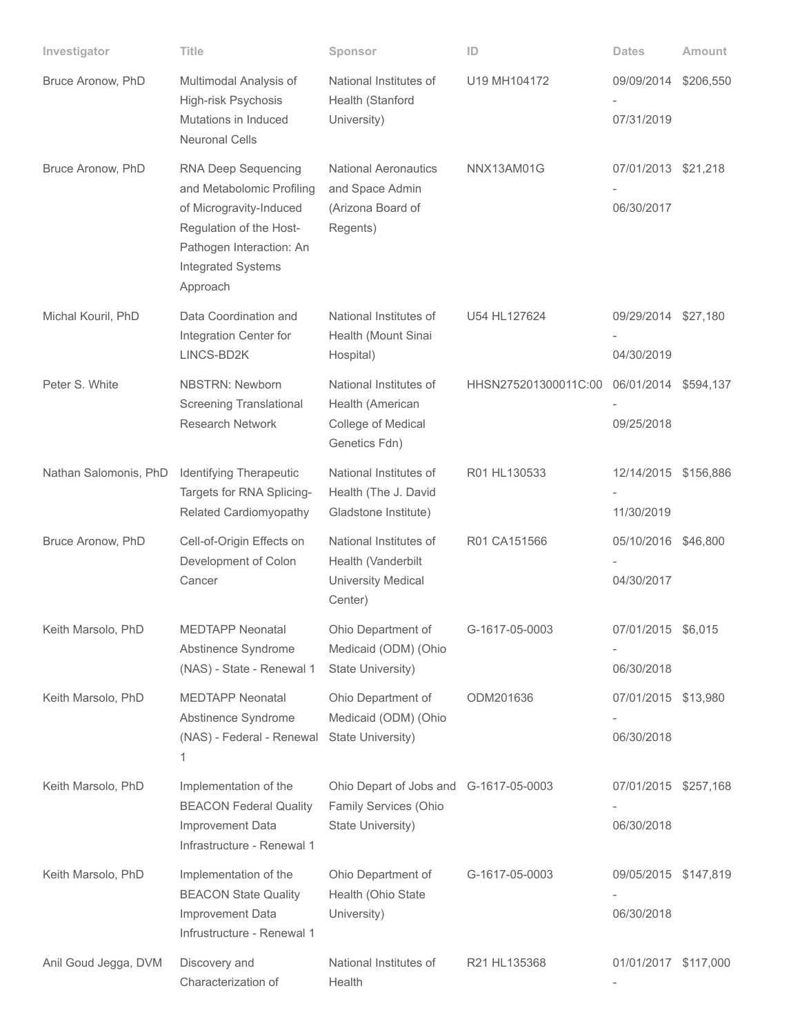| Investigator | Title | Sponsor | ID | Dates | Amount |
|---|---|---|---|---|---|
| Bruce Aronow, PhD | Multimodal Analysis of High-risk Psychosis Mutations in Induced Neuronal Cells | National Institutes of Health (Stanford University) | U19 MH104172 | 09/09/2014 - 07/31/2019 | $206,550 |
| Bruce Aronow, PhD | RNA Deep Sequencing and Metabolomic Profiling of Microgravity-Induced Regulation of the Host-Pathogen Interaction: An Integrated Systems Approach | National Aeronautics and Space Admin (Arizona Board of Regents) | NNX13AM01G | 07/01/2013 - 06/30/2017 | $21,218 |
| Michal Kouril, PhD | Data Coordination and Integration Center for LINCS-BD2K | National Institutes of Health (Mount Sinai Hospital) | U54 HL127624 | 09/29/2014 - 04/30/2019 | $27,180 |
| Peter S. White | NBSTRN: Newborn Screening Translational Research Network | National Institutes of Health (American College of Medical Genetics Fdn) | HHSN275201300011C:00 | 06/01/2014 - 09/25/2018 | $594,137 |
| Nathan Salomonis, PhD | Identifying Therapeutic Targets for RNA Splicing-Related Cardiomyopathy | National Institutes of Health (The J. David Gladstone Institute) | R01 HL130533 | 12/14/2015 - 11/30/2019 | $156,886 |
| Bruce Aronow, PhD | Cell-of-Origin Effects on Development of Colon Cancer | National Institutes of Health (Vanderbilt University Medical Center) | R01 CA151566 | 05/10/2016 - 04/30/2017 | $46,800 |
| Keith Marsolo, PhD | MEDTAPP Neonatal Abstinence Syndrome (NAS) - State - Renewal 1 | Ohio Department of Medicaid (ODM) (Ohio State University) | G-1617-05-0003 | 07/01/2015 - 06/30/2018 | $6,015 |
| Keith Marsolo, PhD | MEDTAPP Neonatal Abstinence Syndrome (NAS) - Federal - Renewal 1 | Ohio Department of Medicaid (ODM) (Ohio State University) | ODM201636 | 07/01/2015 - 06/30/2018 | $13,980 |
| Keith Marsolo, PhD | Implementation of the BEACON Federal Quality Improvement Data Infrastructure - Renewal 1 | Ohio Depart of Jobs and Family Services (Ohio State University) | G-1617-05-0003 | 07/01/2015 - 06/30/2018 | $257,168 |
| Keith Marsolo, PhD | Implementation of the BEACON State Quality Improvement Data Infrustructure - Renewal 1 | Ohio Department of Health (Ohio State University) | G-1617-05-0003 | 09/05/2015 - 06/30/2018 | $147,819 |
| Anil Goud Jegga, DVM | Discovery and Characterization of | National Institutes of Health | R21 HL135368 | 01/01/2017 - | $117,000 |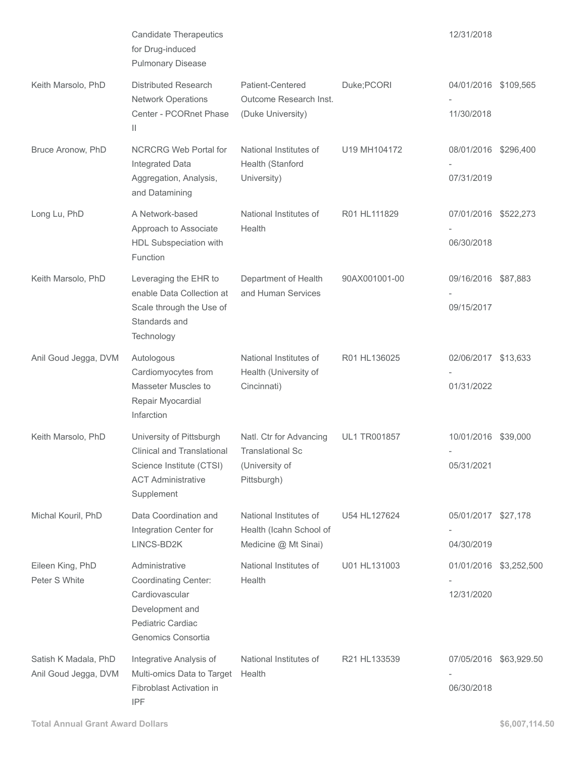| | | | | | |
|---|---|---|---|---|---|
| | Candidate Therapeutics for Drug-induced Pulmonary Disease | | | 12/31/2018 | |
| Keith Marsolo, PhD | Distributed Research Network Operations Center - PCORnet Phase II | Patient-Centered Outcome Research Inst. (Duke University) | Duke;PCORI | 04/01/2016 - 11/30/2018 | $109,565 |
| Bruce Aronow, PhD | NCRCRG Web Portal for Integrated Data Aggregation, Analysis, and Datamining | National Institutes of Health (Stanford University) | U19 MH104172 | 08/01/2016 - 07/31/2019 | $296,400 |
| Long Lu, PhD | A Network-based Approach to Associate HDL Subspeciation with Function | National Institutes of Health | R01 HL111829 | 07/01/2016 - 06/30/2018 | $522,273 |
| Keith Marsolo, PhD | Leveraging the EHR to enable Data Collection at Scale through the Use of Standards and Technology | Department of Health and Human Services | 90AX001001-00 | 09/16/2016 - 09/15/2017 | $87,883 |
| Anil Goud Jegga, DVM | Autologous Cardiomyocytes from Masseter Muscles to Repair Myocardial Infarction | National Institutes of Health (University of Cincinnati) | R01 HL136025 | 02/06/2017 - 01/31/2022 | $13,633 |
| Keith Marsolo, PhD | University of Pittsburgh Clinical and Translational Science Institute (CTSI) ACT Administrative Supplement | Natl. Ctr for Advancing Translational Sc (University of Pittsburgh) | UL1 TR001857 | 10/01/2016 - 05/31/2021 | $39,000 |
| Michal Kouril, PhD | Data Coordination and Integration Center for LINCS-BD2K | National Institutes of Health (Icahn School of Medicine @ Mt Sinai) | U54 HL127624 | 05/01/2017 - 04/30/2019 | $27,178 |
| Eileen King, PhD<br>Peter S White | Administrative Coordinating Center: Cardiovascular Development and Pediatric Cardiac Genomics Consortia | National Institutes of Health | U01 HL131003 | 01/01/2016 - 12/31/2020 | $3,252,500 |
| Satish K Madala, PhD<br>Anil Goud Jegga, DVM | Integrative Analysis of Multi-omics Data to Target Fibroblast Activation in IPF | National Institutes of Health | R21 HL133539 | 07/05/2016 - 06/30/2018 | $63,929.50 |
| **Total Annual Grant Award Dollars** | | | | | **$6,007,114.50** |